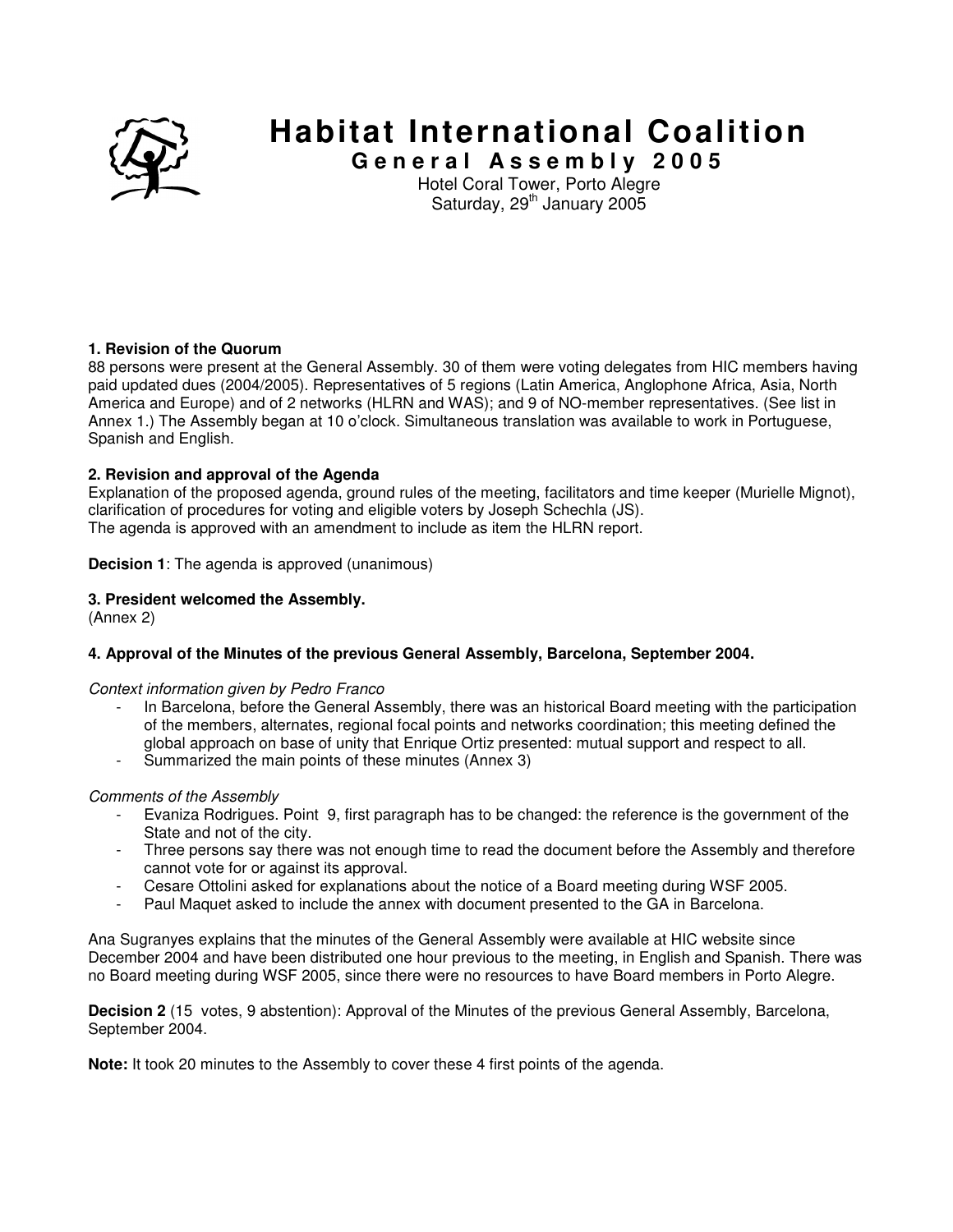# Habitat International Coalition

## General Assembly 2005

Hotel Coral Tower, Porto Alegre
Saturday, 29th January 2005

**1. Revision of the Quorum**
88 persons were present at the General Assembly. 30 of them were voting delegates from HIC members having paid updated dues (2004/2005). Representatives of 5 regions (Latin America, Anglophone Africa, Asia, North America and Europe) and of 2 networks (HLRN and WAS); and 9 of NO-member representatives. (See list in Annex 1.) The Assembly began at 10 o'clock. Simultaneous translation was available to work in Portuguese, Spanish and English.

**2. Revision and approval of the Agenda**
Explanation of the proposed agenda, ground rules of the meeting, facilitators and time keeper (Murielle Mignot), clarification of procedures for voting and eligible voters by Joseph Schechla (JS).
The agenda is approved with an amendment to include as item the HLRN report.

**Decision 1**: The agenda is approved (unanimous)

**3. President welcomed the Assembly.**
(Annex 2)

**4. Approval of the Minutes of the previous General Assembly, Barcelona, September 2004.**

*Context information given by Pedro Franco*

- In Barcelona, before the General Assembly, there was an historical Board meeting with the participation of the members, alternates, regional focal points and networks coordination; this meeting defined the global approach on base of unity that Enrique Ortiz presented: mutual support and respect to all.
- Summarized the main points of these minutes (Annex 3)

*Comments of the Assembly*

- Evaniza Rodrigues. Point 9, first paragraph has to be changed: the reference is the government of the State and not of the city.
- Three persons say there was not enough time to read the document before the Assembly and therefore cannot vote for or against its approval.
- Cesare Ottolini asked for explanations about the notice of a Board meeting during WSF 2005.
- Paul Maquet asked to include the annex with document presented to the GA in Barcelona.

Ana Sugranyes explains that the minutes of the General Assembly were available at HIC website since December 2004 and have been distributed one hour previous to the meeting, in English and Spanish. There was no Board meeting during WSF 2005, since there were no resources to have Board members in Porto Alegre.

**Decision 2** (15 votes, 9 abstention): Approval of the Minutes of the previous General Assembly, Barcelona, September 2004.

**Note:** It took 20 minutes to the Assembly to cover these 4 first points of the agenda.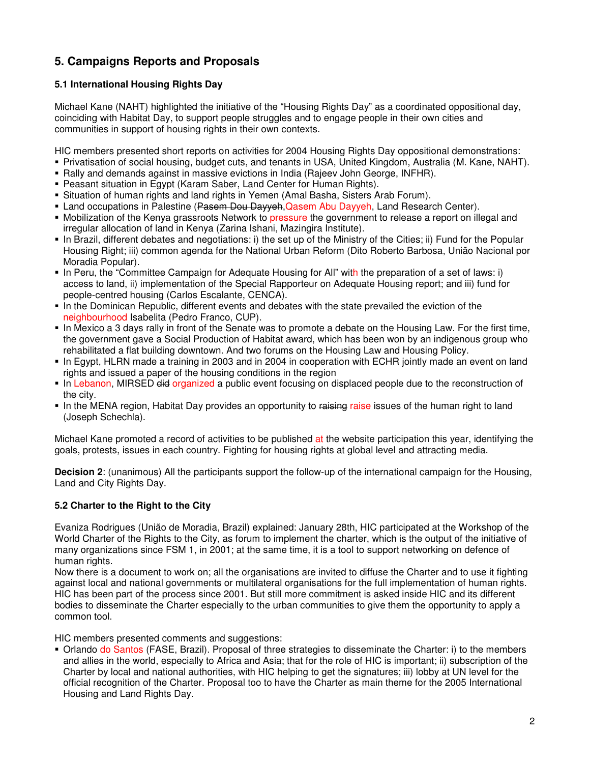## 5. Campaigns Reports and Proposals

### 5.1 International Housing Rights Day

Michael Kane (NAHT) highlighted the initiative of the "Housing Rights Day" as a coordinated oppositional day, coinciding with Habitat Day, to support people struggles and to engage people in their own cities and communities in support of housing rights in their own contexts.

HIC members presented short reports on activities for 2004 Housing Rights Day oppositional demonstrations:

- Privatisation of social housing, budget cuts, and tenants in USA, United Kingdom, Australia (M. Kane, NAHT).
- Rally and demands against in massive evictions in India (Rajeev John George, INFHR).
- Peasant situation in Egypt (Karam Saber, Land Center for Human Rights).
- Situation of human rights and land rights in Yemen (Amal Basha, Sisters Arab Forum).
- Land occupations in Palestine (~~Pasem Dou Dayyeh~~,Qasem Abu Dayyeh, Land Research Center).
- Mobilization of the Kenya grassroots Network to pressure the government to release a report on illegal and irregular allocation of land in Kenya (Zarina Ishani, Mazingira Institute).
- In Brazil, different debates and negotiations: i) the set up of the Ministry of the Cities; ii) Fund for the Popular Housing Right; iii) common agenda for the National Urban Reform (Dito Roberto Barbosa, União Nacional por Moradia Popular).
- In Peru, the "Committee Campaign for Adequate Housing for All" with the preparation of a set of laws: i) access to land, ii) implementation of the Special Rapporteur on Adequate Housing report; and iii) fund for people-centred housing (Carlos Escalante, CENCA).
- In the Dominican Republic, different events and debates with the state prevailed the eviction of the neighbourhood Isabelita (Pedro Franco, CUP).
- In Mexico a 3 days rally in front of the Senate was to promote a debate on the Housing Law. For the first time, the government gave a Social Production of Habitat award, which has been won by an indigenous group who rehabilitated a flat building downtown. And two forums on the Housing Law and Housing Policy.
- In Egypt, HLRN made a training in 2003 and in 2004 in cooperation with ECHR jointly made an event on land rights and issued a paper of the housing conditions in the region
- In Lebanon, MIRSED ~~did~~ organized a public event focusing on displaced people due to the reconstruction of the city.
- In the MENA region, Habitat Day provides an opportunity to ~~raising~~ raise issues of the human right to land (Joseph Schechla).

Michael Kane promoted a record of activities to be published at the website participation this year, identifying the goals, protests, issues in each country. Fighting for housing rights at global level and attracting media.

**Decision 2**: (unanimous) All the participants support the follow-up of the international campaign for the Housing, Land and City Rights Day.

### 5.2 Charter to the Right to the City

Evaniza Rodrigues (União de Moradia, Brazil) explained: January 28th, HIC participated at the Workshop of the World Charter of the Rights to the City, as forum to implement the charter, which is the output of the initiative of many organizations since FSM 1, in 2001; at the same time, it is a tool to support networking on defence of human rights.
Now there is a document to work on; all the organisations are invited to diffuse the Charter and to use it fighting against local and national governments or multilateral organisations for the full implementation of human rights. HIC has been part of the process since 2001. But still more commitment is asked inside HIC and its different bodies to disseminate the Charter especially to the urban communities to give them the opportunity to apply a common tool.

HIC members presented comments and suggestions:

- Orlando do Santos (FASE, Brazil). Proposal of three strategies to disseminate the Charter: i) to the members and allies in the world, especially to Africa and Asia; that for the role of HIC is important; ii) subscription of the Charter by local and national authorities, with HIC helping to get the signatures; iii) lobby at UN level for the official recognition of the Charter. Proposal too to have the Charter as main theme for the 2005 International Housing and Land Rights Day.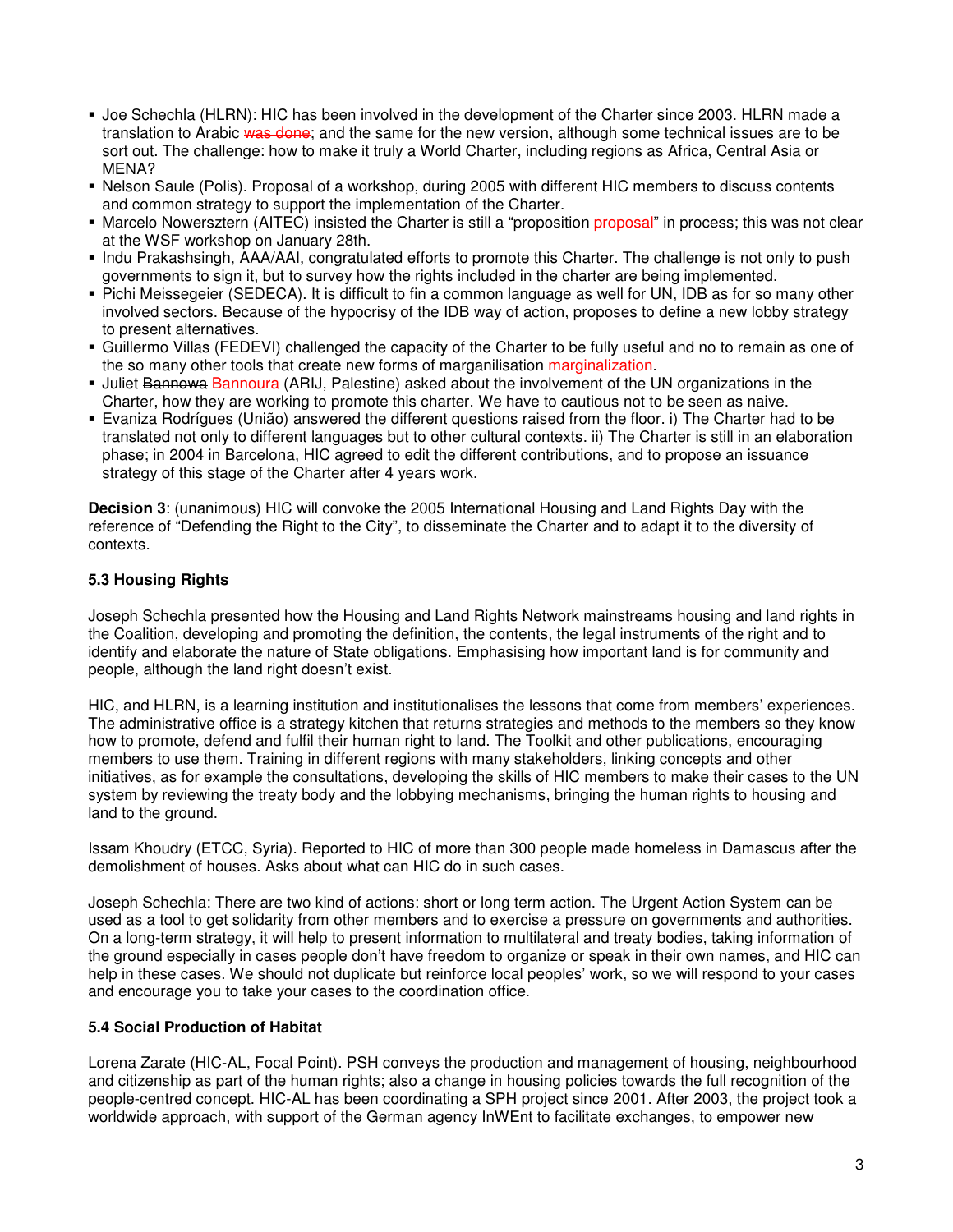- Joe Schechla (HLRN): HIC has been involved in the development of the Charter since 2003. HLRN made a translation to Arabic ~~was done~~; and the same for the new version, although some technical issues are to be sort out. The challenge: how to make it truly a World Charter, including regions as Africa, Central Asia or MENA?
- Nelson Saule (Polis). Proposal of a workshop, during 2005 with different HIC members to discuss contents and common strategy to support the implementation of the Charter.
- Marcelo Nowersztern (AITEC) insisted the Charter is still a "proposition proposal" in process; this was not clear at the WSF workshop on January 28th.
- Indu Prakashsingh, AAA/AAI, congratulated efforts to promote this Charter. The challenge is not only to push governments to sign it, but to survey how the rights included in the charter are being implemented.
- Pichi Meissegeier (SEDECA). It is difficult to fin a common language as well for UN, IDB as for so many other involved sectors. Because of the hypocrisy of the IDB way of action, proposes to define a new lobby strategy to present alternatives.
- Guillermo Villas (FEDEVI) challenged the capacity of the Charter to be fully useful and no to remain as one of the so many other tools that create new forms of marganilisation marginalization.
- Juliet ~~Bannowa~~ Bannoura (ARIJ, Palestine) asked about the involvement of the UN organizations in the Charter, how they are working to promote this charter. We have to cautious not to be seen as naive.
- Evaniza Rodrígues (União) answered the different questions raised from the floor. i) The Charter had to be translated not only to different languages but to other cultural contexts. ii) The Charter is still in an elaboration phase; in 2004 in Barcelona, HIC agreed to edit the different contributions, and to propose an issuance strategy of this stage of the Charter after 4 years work.

**Decision 3**: (unanimous) HIC will convoke the 2005 International Housing and Land Rights Day with the reference of "Defending the Right to the City", to disseminate the Charter and to adapt it to the diversity of contexts.

### 5.3 Housing Rights

Joseph Schechla presented how the Housing and Land Rights Network mainstreams housing and land rights in the Coalition, developing and promoting the definition, the contents, the legal instruments of the right and to identify and elaborate the nature of State obligations. Emphasising how important land is for community and people, although the land right doesn't exist.

HIC, and HLRN, is a learning institution and institutionalises the lessons that come from members' experiences. The administrative office is a strategy kitchen that returns strategies and methods to the members so they know how to promote, defend and fulfil their human right to land. The Toolkit and other publications, encouraging members to use them. Training in different regions with many stakeholders, linking concepts and other initiatives, as for example the consultations, developing the skills of HIC members to make their cases to the UN system by reviewing the treaty body and the lobbying mechanisms, bringing the human rights to housing and land to the ground.

Issam Khoudry (ETCC, Syria). Reported to HIC of more than 300 people made homeless in Damascus after the demolishment of houses. Asks about what can HIC do in such cases.

Joseph Schechla: There are two kind of actions: short or long term action. The Urgent Action System can be used as a tool to get solidarity from other members and to exercise a pressure on governments and authorities. On a long-term strategy, it will help to present information to multilateral and treaty bodies, taking information of the ground especially in cases people don't have freedom to organize or speak in their own names, and HIC can help in these cases. We should not duplicate but reinforce local peoples' work, so we will respond to your cases and encourage you to take your cases to the coordination office.

### 5.4 Social Production of Habitat

Lorena Zarate (HIC-AL, Focal Point). PSH conveys the production and management of housing, neighbourhood and citizenship as part of the human rights; also a change in housing policies towards the full recognition of the people-centred concept. HIC-AL has been coordinating a SPH project since 2001. After 2003, the project took a worldwide approach, with support of the German agency InWEnt to facilitate exchanges, to empower new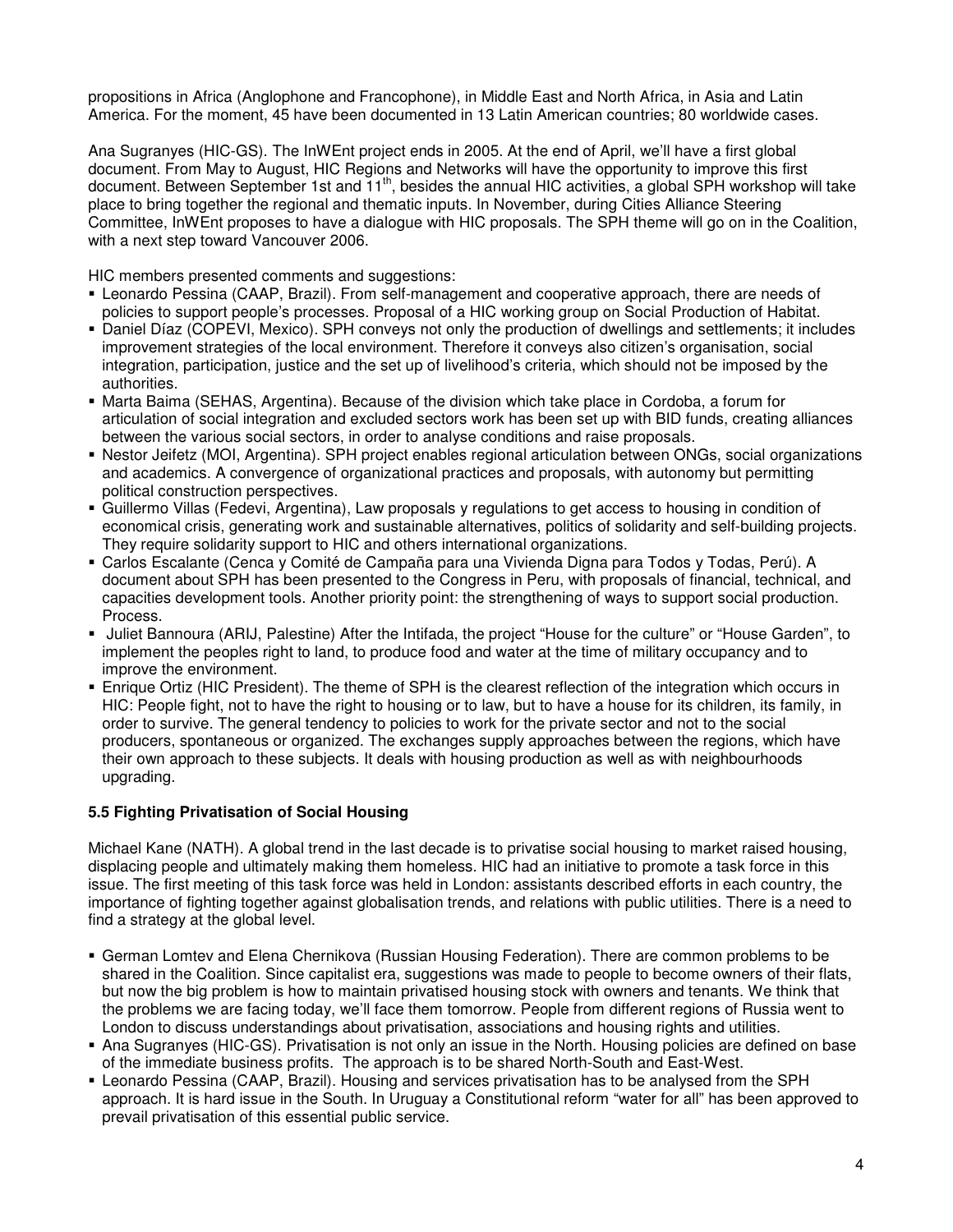propositions in Africa (Anglophone and Francophone), in Middle East and North Africa, in Asia and Latin America. For the moment, 45 have been documented in 13 Latin American countries; 80 worldwide cases.

Ana Sugranyes (HIC-GS). The InWEnt project ends in 2005. At the end of April, we'll have a first global document. From May to August, HIC Regions and Networks will have the opportunity to improve this first document. Between September 1st and 11th, besides the annual HIC activities, a global SPH workshop will take place to bring together the regional and thematic inputs. In November, during Cities Alliance Steering Committee, InWEnt proposes to have a dialogue with HIC proposals. The SPH theme will go on in the Coalition, with a next step toward Vancouver 2006.

HIC members presented comments and suggestions:

- Leonardo Pessina (CAAP, Brazil). From self-management and cooperative approach, there are needs of policies to support people's processes. Proposal of a HIC working group on Social Production of Habitat.
- Daniel Díaz (COPEVI, Mexico). SPH conveys not only the production of dwellings and settlements; it includes improvement strategies of the local environment. Therefore it conveys also citizen's organisation, social integration, participation, justice and the set up of livelihood's criteria, which should not be imposed by the authorities.
- Marta Baima (SEHAS, Argentina). Because of the division which take place in Cordoba, a forum for articulation of social integration and excluded sectors work has been set up with BID funds, creating alliances between the various social sectors, in order to analyse conditions and raise proposals.
- Nestor Jeifetz (MOI, Argentina). SPH project enables regional articulation between ONGs, social organizations and academics. A convergence of organizational practices and proposals, with autonomy but permitting political construction perspectives.
- Guillermo Villas (Fedevi, Argentina), Law proposals y regulations to get access to housing in condition of economical crisis, generating work and sustainable alternatives, politics of solidarity and self-building projects. They require solidarity support to HIC and others international organizations.
- Carlos Escalante (Cenca y Comité de Campaña para una Vivienda Digna para Todos y Todas, Perú). A document about SPH has been presented to the Congress in Peru, with proposals of financial, technical, and capacities development tools. Another priority point: the strengthening of ways to support social production. Process.
- Juliet Bannoura (ARIJ, Palestine) After the Intifada, the project "House for the culture" or "House Garden", to implement the peoples right to land, to produce food and water at the time of military occupancy and to improve the environment.
- Enrique Ortiz (HIC President). The theme of SPH is the clearest reflection of the integration which occurs in HIC: People fight, not to have the right to housing or to law, but to have a house for its children, its family, in order to survive. The general tendency to policies to work for the private sector and not to the social producers, spontaneous or organized. The exchanges supply approaches between the regions, which have their own approach to these subjects. It deals with housing production as well as with neighbourhoods upgrading.

### 5.5 Fighting Privatisation of Social Housing

Michael Kane (NATH). A global trend in the last decade is to privatise social housing to market raised housing, displacing people and ultimately making them homeless. HIC had an initiative to promote a task force in this issue. The first meeting of this task force was held in London: assistants described efforts in each country, the importance of fighting together against globalisation trends, and relations with public utilities. There is a need to find a strategy at the global level.

- German Lomtev and Elena Chernikova (Russian Housing Federation). There are common problems to be shared in the Coalition. Since capitalist era, suggestions was made to people to become owners of their flats, but now the big problem is how to maintain privatised housing stock with owners and tenants. We think that the problems we are facing today, we'll face them tomorrow. People from different regions of Russia went to London to discuss understandings about privatisation, associations and housing rights and utilities.
- Ana Sugranyes (HIC-GS). Privatisation is not only an issue in the North. Housing policies are defined on base of the immediate business profits. The approach is to be shared North-South and East-West.
- Leonardo Pessina (CAAP, Brazil). Housing and services privatisation has to be analysed from the SPH approach. It is hard issue in the South. In Uruguay a Constitutional reform "water for all" has been approved to prevail privatisation of this essential public service.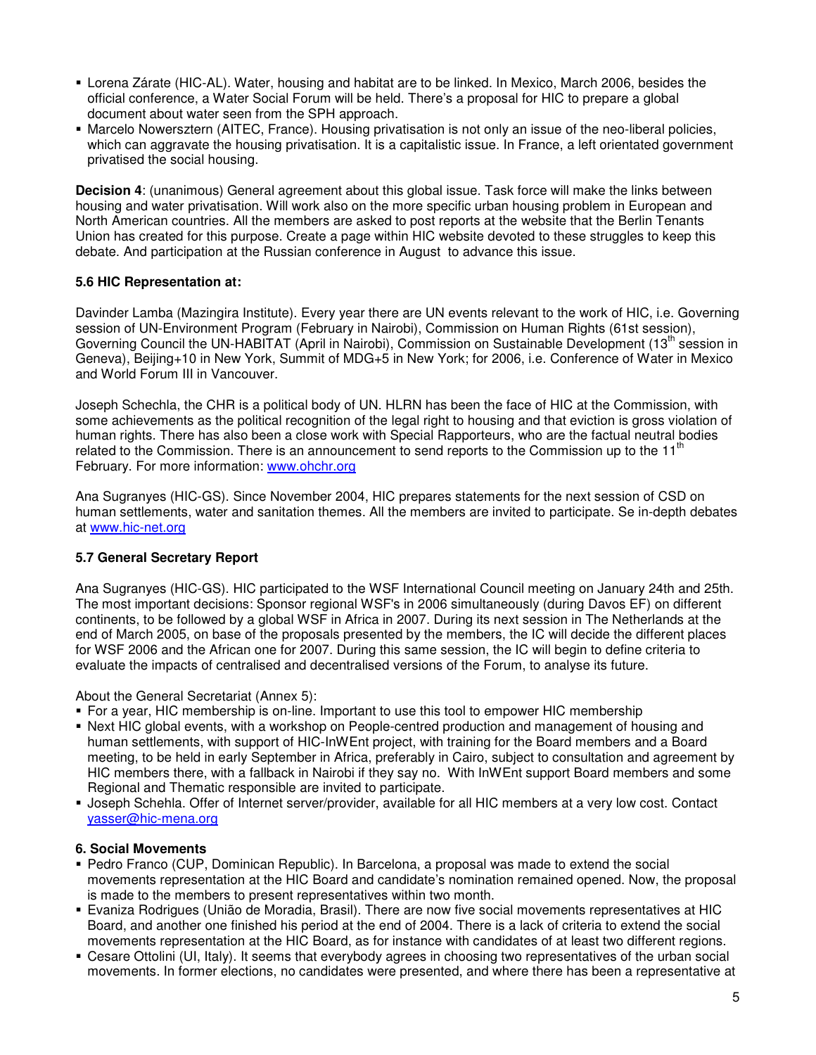- Lorena Zárate (HIC-AL). Water, housing and habitat are to be linked. In Mexico, March 2006, besides the official conference, a Water Social Forum will be held. There's a proposal for HIC to prepare a global document about water seen from the SPH approach.
- Marcelo Nowersztern (AITEC, France). Housing privatisation is not only an issue of the neo-liberal policies, which can aggravate the housing privatisation. It is a capitalistic issue. In France, a left orientated government privatised the social housing.

**Decision 4**: (unanimous) General agreement about this global issue. Task force will make the links between housing and water privatisation. Will work also on the more specific urban housing problem in European and North American countries. All the members are asked to post reports at the website that the Berlin Tenants Union has created for this purpose. Create a page within HIC website devoted to these struggles to keep this debate. And participation at the Russian conference in August to advance this issue.

### 5.6 HIC Representation at:

Davinder Lamba (Mazingira Institute). Every year there are UN events relevant to the work of HIC, i.e. Governing session of UN-Environment Program (February in Nairobi), Commission on Human Rights (61st session), Governing Council the UN-HABITAT (April in Nairobi), Commission on Sustainable Development (13th session in Geneva), Beijing+10 in New York, Summit of MDG+5 in New York; for 2006, i.e. Conference of Water in Mexico and World Forum III in Vancouver.

Joseph Schechla, the CHR is a political body of UN. HLRN has been the face of HIC at the Commission, with some achievements as the political recognition of the legal right to housing and that eviction is gross violation of human rights. There has also been a close work with Special Rapporteurs, who are the factual neutral bodies related to the Commission. There is an announcement to send reports to the Commission up to the 11th February. For more information: www.ohchr.org

Ana Sugranyes (HIC-GS). Since November 2004, HIC prepares statements for the next session of CSD on human settlements, water and sanitation themes. All the members are invited to participate. Se in-depth debates at www.hic-net.org

### 5.7 General Secretary Report

Ana Sugranyes (HIC-GS). HIC participated to the WSF International Council meeting on January 24th and 25th. The most important decisions: Sponsor regional WSF's in 2006 simultaneously (during Davos EF) on different continents, to be followed by a global WSF in Africa in 2007. During its next session in The Netherlands at the end of March 2005, on base of the proposals presented by the members, the IC will decide the different places for WSF 2006 and the African one for 2007. During this same session, the IC will begin to define criteria to evaluate the impacts of centralised and decentralised versions of the Forum, to analyse its future.

About the General Secretariat (Annex 5):

- For a year, HIC membership is on-line. Important to use this tool to empower HIC membership
- Next HIC global events, with a workshop on People-centred production and management of housing and human settlements, with support of HIC-InWEnt project, with training for the Board members and a Board meeting, to be held in early September in Africa, preferably in Cairo, subject to consultation and agreement by HIC members there, with a fallback in Nairobi if they say no. With InWEnt support Board members and some Regional and Thematic responsible are invited to participate.
- Joseph Schehla. Offer of Internet server/provider, available for all HIC members at a very low cost. Contact yasser@hic-mena.org

### 6. Social Movements

- Pedro Franco (CUP, Dominican Republic). In Barcelona, a proposal was made to extend the social movements representation at the HIC Board and candidate's nomination remained opened. Now, the proposal is made to the members to present representatives within two month.
- Evaniza Rodrigues (União de Moradia, Brasil). There are now five social movements representatives at HIC Board, and another one finished his period at the end of 2004. There is a lack of criteria to extend the social movements representation at the HIC Board, as for instance with candidates of at least two different regions.
- Cesare Ottolini (UI, Italy). It seems that everybody agrees in choosing two representatives of the urban social movements. In former elections, no candidates were presented, and where there has been a representative at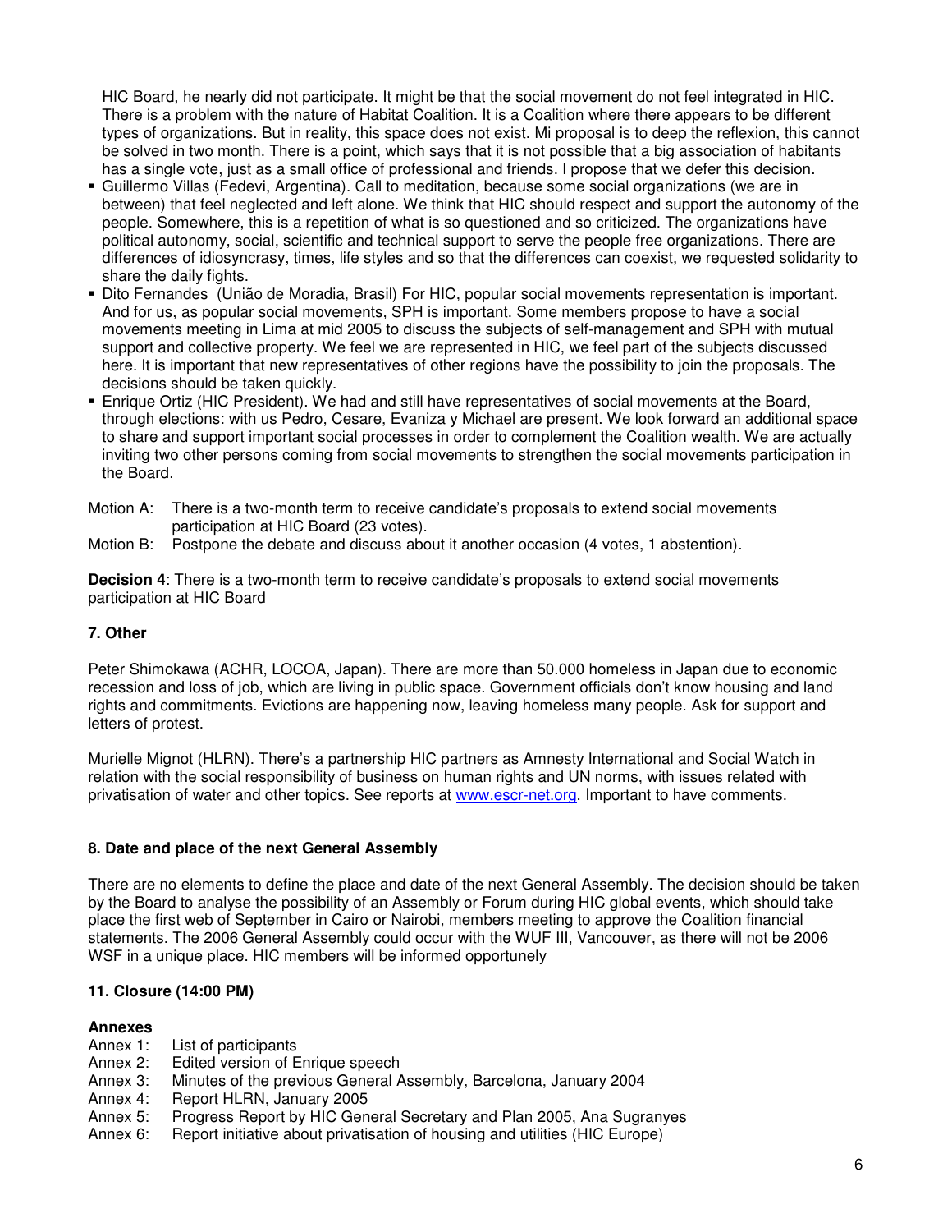HIC Board, he nearly did not participate. It might be that the social movement do not feel integrated in HIC. There is a problem with the nature of Habitat Coalition. It is a Coalition where there appears to be different types of organizations. But in reality, this space does not exist. Mi proposal is to deep the reflexion, this cannot be solved in two month. There is a point, which says that it is not possible that a big association of habitants has a single vote, just as a small office of professional and friends. I propose that we defer this decision.

- Guillermo Villas (Fedevi, Argentina). Call to meditation, because some social organizations (we are in between) that feel neglected and left alone. We think that HIC should respect and support the autonomy of the people. Somewhere, this is a repetition of what is so questioned and so criticized. The organizations have political autonomy, social, scientific and technical support to serve the people free organizations. There are differences of idiosyncrasy, times, life styles and so that the differences can coexist, we requested solidarity to share the daily fights.
- Dito Fernandes (União de Moradia, Brasil) For HIC, popular social movements representation is important. And for us, as popular social movements, SPH is important. Some members propose to have a social movements meeting in Lima at mid 2005 to discuss the subjects of self-management and SPH with mutual support and collective property. We feel we are represented in HIC, we feel part of the subjects discussed here. It is important that new representatives of other regions have the possibility to join the proposals. The decisions should be taken quickly.
- Enrique Ortiz (HIC President). We had and still have representatives of social movements at the Board, through elections: with us Pedro, Cesare, Evaniza y Michael are present. We look forward an additional space to share and support important social processes in order to complement the Coalition wealth. We are actually inviting two other persons coming from social movements to strengthen the social movements participation in the Board.

Motion A: There is a two-month term to receive candidate's proposals to extend social movements participation at HIC Board (23 votes).

Motion B: Postpone the debate and discuss about it another occasion (4 votes, 1 abstention).

**Decision 4**: There is a two-month term to receive candidate's proposals to extend social movements participation at HIC Board

## 7. Other

Peter Shimokawa (ACHR, LOCOA, Japan). There are more than 50.000 homeless in Japan due to economic recession and loss of job, which are living in public space. Government officials don't know housing and land rights and commitments. Evictions are happening now, leaving homeless many people. Ask for support and letters of protest.

Murielle Mignot (HLRN). There's a partnership HIC partners as Amnesty International and Social Watch in relation with the social responsibility of business on human rights and UN norms, with issues related with privatisation of water and other topics. See reports at www.escr-net.org. Important to have comments.

## 8. Date and place of the next General Assembly

There are no elements to define the place and date of the next General Assembly. The decision should be taken by the Board to analyse the possibility of an Assembly or Forum during HIC global events, which should take place the first web of September in Cairo or Nairobi, members meeting to approve the Coalition financial statements. The 2006 General Assembly could occur with the WUF III, Vancouver, as there will not be 2006 WSF in a unique place. HIC members will be informed opportunely

## 11. Closure (14:00 PM)

**Annexes**

Annex 1: List of participants
Annex 2: Edited version of Enrique speech
Annex 3: Minutes of the previous General Assembly, Barcelona, January 2004
Annex 4: Report HLRN, January 2005
Annex 5: Progress Report by HIC General Secretary and Plan 2005, Ana Sugranyes
Annex 6: Report initiative about privatisation of housing and utilities (HIC Europe)